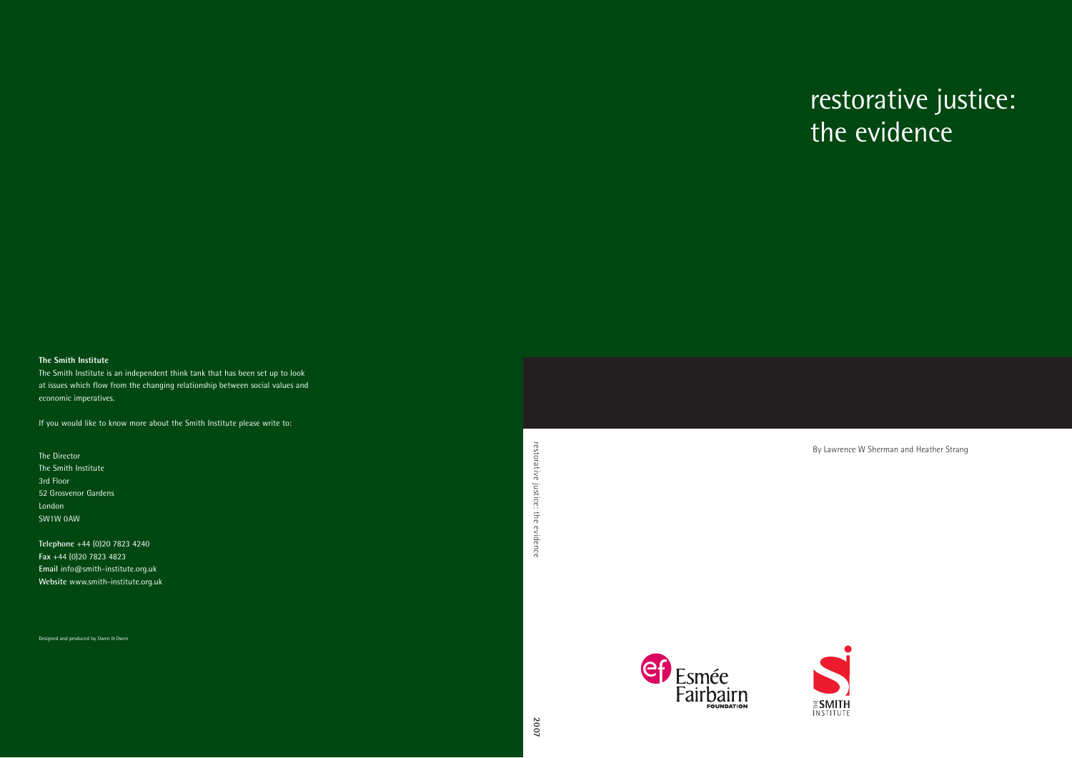# restorative justice: the evidence

By Lawrence W Sherman and Heather Strang

restorative justice: the evidence

2007

**The Smith Institute**

The Smith Institute is an independent think tank that has been set up to look at issues which flow from the changing relationship between social values and economic imperatives.

If you would like to know more about the Smith Institute please write to:

The Director
The Smith Institute
3rd Floor
52 Grosvenor Gardens
London
SW1W 0AW

**Telephone** +44 (0)20 7823 4240
**Fax** +44 (0)20 7823 4823
**Email** info@smith-institute.org.uk
**Website** www.smith-institute.org.uk

Designed and produced by Owen & Owen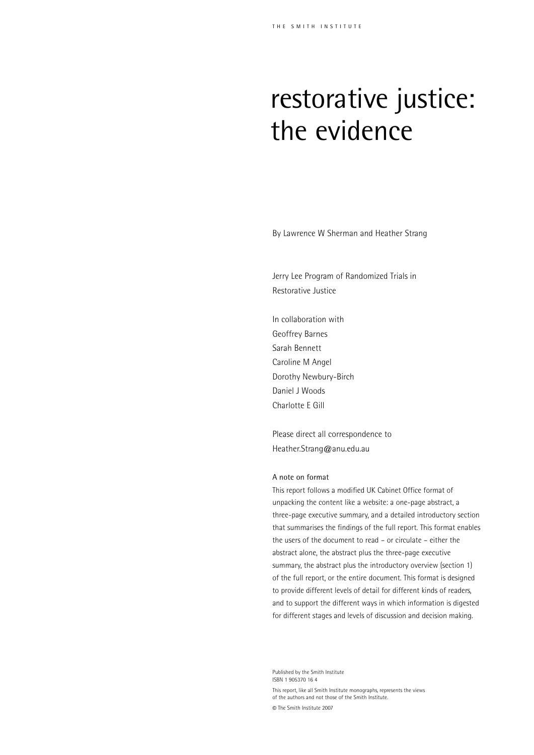# restorative justice: the evidence

By Lawrence W Sherman and Heather Strang

Jerry Lee Program of Randomized Trials in Restorative Justice

In collaboration with
Geoffrey Barnes
Sarah Bennett
Caroline M Angel
Dorothy Newbury-Birch
Daniel J Woods
Charlotte E Gill

Please direct all correspondence to
Heather.Strang@anu.edu.au

### A note on format

This report follows a modified UK Cabinet Office format of unpacking the content like a website: a one-page abstract, a three-page executive summary, and a detailed introductory section that summarises the findings of the full report. This format enables the users of the document to read – or circulate – either the abstract alone, the abstract plus the three-page executive summary, the abstract plus the introductory overview (section 1) of the full report, or the entire document. This format is designed to provide different levels of detail for different kinds of readers, and to support the different ways in which information is digested for different stages and levels of discussion and decision making.

Published by the Smith Institute
ISBN 1 905370 16 4

This report, like all Smith Institute monographs, represents the views of the authors and not those of the Smith Institute.

© The Smith Institute 2007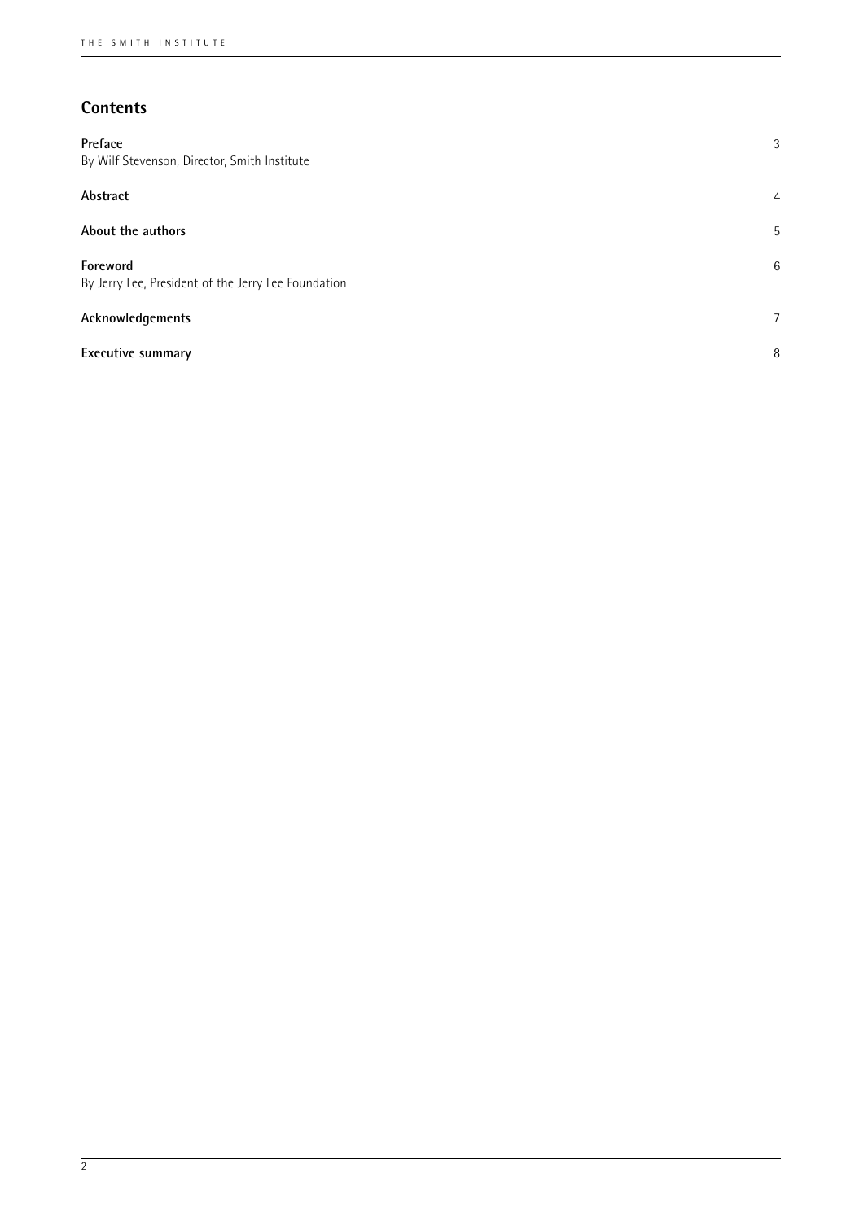## Contents

| | |
|---|---|
| **Preface**<br>By Wilf Stevenson, Director, Smith Institute | 3 |
| **Abstract** | 4 |
| **About the authors** | 5 |
| **Foreword**<br>By Jerry Lee, President of the Jerry Lee Foundation | 6 |
| **Acknowledgements** | 7 |
| **Executive summary** | 8 |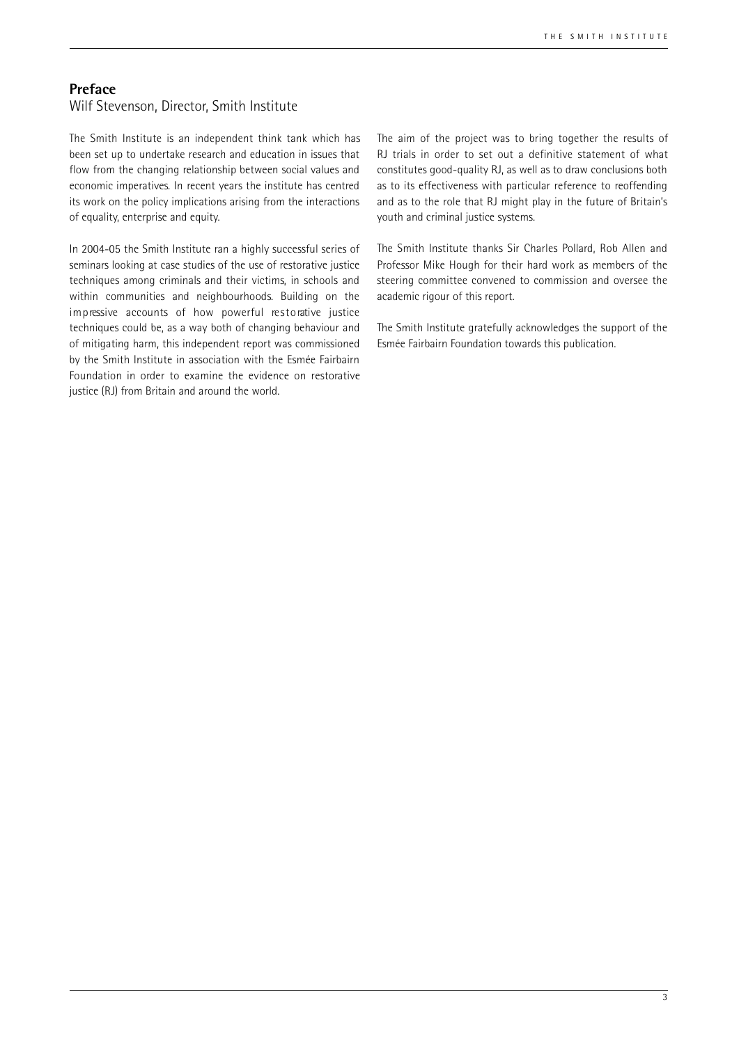## Preface

Wilf Stevenson, Director, Smith Institute

The Smith Institute is an independent think tank which has been set up to undertake research and education in issues that flow from the changing relationship between social values and economic imperatives. In recent years the institute has centred its work on the policy implications arising from the interactions of equality, enterprise and equity.

In 2004-05 the Smith Institute ran a highly successful series of seminars looking at case studies of the use of restorative justice techniques among criminals and their victims, in schools and within communities and neighbourhoods. Building on the impressive accounts of how powerful restorative justice techniques could be, as a way both of changing behaviour and of mitigating harm, this independent report was commissioned by the Smith Institute in association with the Esmée Fairbairn Foundation in order to examine the evidence on restorative justice (RJ) from Britain and around the world.

The aim of the project was to bring together the results of RJ trials in order to set out a definitive statement of what constitutes good-quality RJ, as well as to draw conclusions both as to its effectiveness with particular reference to reoffending and as to the role that RJ might play in the future of Britain's youth and criminal justice systems.

The Smith Institute thanks Sir Charles Pollard, Rob Allen and Professor Mike Hough for their hard work as members of the steering committee convened to commission and oversee the academic rigour of this report.

The Smith Institute gratefully acknowledges the support of the Esmée Fairbairn Foundation towards this publication.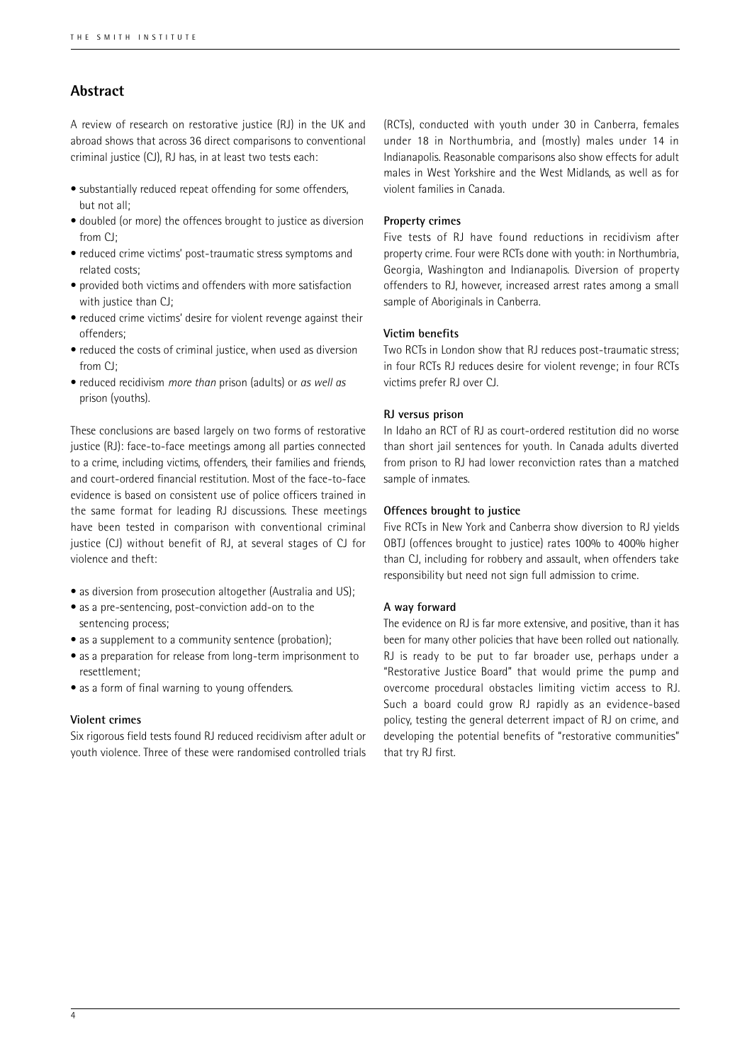## Abstract

A review of research on restorative justice (RJ) in the UK and abroad shows that across 36 direct comparisons to conventional criminal justice (CJ), RJ has, in at least two tests each:

- substantially reduced repeat offending for some offenders, but not all;
- doubled (or more) the offences brought to justice as diversion from CJ;
- reduced crime victims' post-traumatic stress symptoms and related costs;
- provided both victims and offenders with more satisfaction with justice than CJ;
- reduced crime victims' desire for violent revenge against their offenders;
- reduced the costs of criminal justice, when used as diversion from CJ;
- reduced recidivism *more than* prison (adults) or *as well as* prison (youths).

These conclusions are based largely on two forms of restorative justice (RJ): face-to-face meetings among all parties connected to a crime, including victims, offenders, their families and friends, and court-ordered financial restitution. Most of the face-to-face evidence is based on consistent use of police officers trained in the same format for leading RJ discussions. These meetings have been tested in comparison with conventional criminal justice (CJ) without benefit of RJ, at several stages of CJ for violence and theft:

- as diversion from prosecution altogether (Australia and US);
- as a pre-sentencing, post-conviction add-on to the sentencing process;
- as a supplement to a community sentence (probation);
- as a preparation for release from long-term imprisonment to resettlement;
- as a form of final warning to young offenders.

### Violent crimes

Six rigorous field tests found RJ reduced recidivism after adult or youth violence. Three of these were randomised controlled trials (RCTs), conducted with youth under 30 in Canberra, females under 18 in Northumbria, and (mostly) males under 14 in Indianapolis. Reasonable comparisons also show effects for adult males in West Yorkshire and the West Midlands, as well as for violent families in Canada.

### Property crimes

Five tests of RJ have found reductions in recidivism after property crime. Four were RCTs done with youth: in Northumbria, Georgia, Washington and Indianapolis. Diversion of property offenders to RJ, however, increased arrest rates among a small sample of Aboriginals in Canberra.

### Victim benefits

Two RCTs in London show that RJ reduces post-traumatic stress; in four RCTs RJ reduces desire for violent revenge; in four RCTs victims prefer RJ over CJ.

### RJ versus prison

In Idaho an RCT of RJ as court-ordered restitution did no worse than short jail sentences for youth. In Canada adults diverted from prison to RJ had lower reconviction rates than a matched sample of inmates.

### Offences brought to justice

Five RCTs in New York and Canberra show diversion to RJ yields OBTJ (offences brought to justice) rates 100% to 400% higher than CJ, including for robbery and assault, when offenders take responsibility but need not sign full admission to crime.

### A way forward

The evidence on RJ is far more extensive, and positive, than it has been for many other policies that have been rolled out nationally. RJ is ready to be put to far broader use, perhaps under a "Restorative Justice Board" that would prime the pump and overcome procedural obstacles limiting victim access to RJ. Such a board could grow RJ rapidly as an evidence-based policy, testing the general deterrent impact of RJ on crime, and developing the potential benefits of "restorative communities" that try RJ first.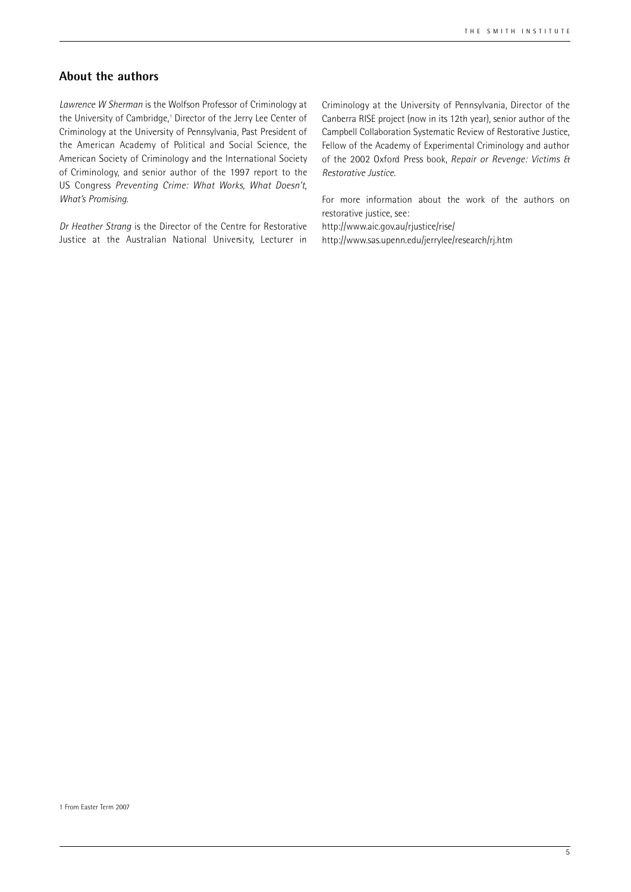## About the authors

*Lawrence W Sherman* is the Wolfson Professor of Criminology at the University of Cambridge,[1] Director of the Jerry Lee Center of Criminology at the University of Pennsylvania, Past President of the American Academy of Political and Social Science, the American Society of Criminology and the International Society of Criminology, and senior author of the 1997 report to the US Congress *Preventing Crime: What Works, What Doesn't, What's Promising*.

*Dr Heather Strang* is the Director of the Centre for Restorative Justice at the Australian National University, Lecturer in Criminology at the University of Pennsylvania, Director of the Canberra RISE project (now in its 12th year), senior author of the Campbell Collaboration Systematic Review of Restorative Justice, Fellow of the Academy of Experimental Criminology and author of the 2002 Oxford Press book, *Repair or Revenge: Victims & Restorative Justice*.

For more information about the work of the authors on restorative justice, see:
http://www.aic.gov.au/rjustice/rise/
http://www.sas.upenn.edu/jerrylee/research/rj.htm

1 From Easter Term 2007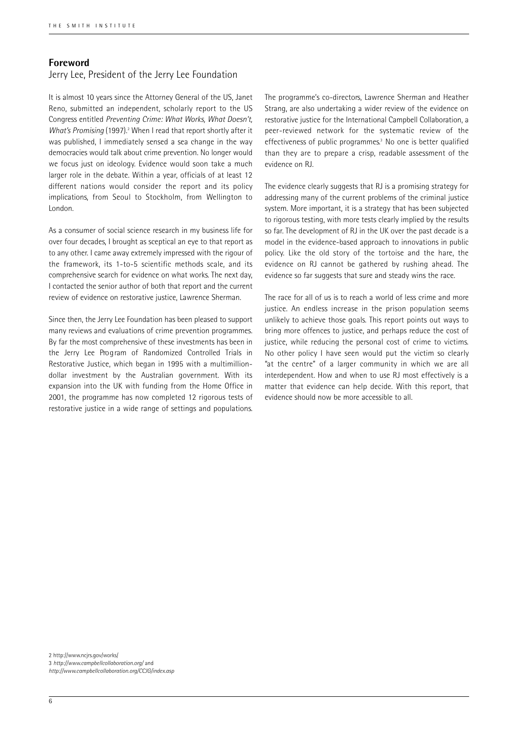## Foreword

Jerry Lee, President of the Jerry Lee Foundation

It is almost 10 years since the Attorney General of the US, Janet Reno, submitted an independent, scholarly report to the US Congress entitled *Preventing Crime: What Works, What Doesn't, What's Promising* (1997).[2] When I read that report shortly after it was published, I immediately sensed a sea change in the way democracies would talk about crime prevention. No longer would we focus just on ideology. Evidence would soon take a much larger role in the debate. Within a year, officials of at least 12 different nations would consider the report and its policy implications, from Seoul to Stockholm, from Wellington to London.

As a consumer of social science research in my business life for over four decades, I brought as sceptical an eye to that report as to any other. I came away extremely impressed with the rigour of the framework, its 1-to-5 scientific methods scale, and its comprehensive search for evidence on what works. The next day, I contacted the senior author of both that report and the current review of evidence on restorative justice, Lawrence Sherman.

Since then, the Jerry Lee Foundation has been pleased to support many reviews and evaluations of crime prevention programmes. By far the most comprehensive of these investments has been in the Jerry Lee Program of Randomized Controlled Trials in Restorative Justice, which began in 1995 with a multimillion-dollar investment by the Australian government. With its expansion into the UK with funding from the Home Office in 2001, the programme has now completed 12 rigorous tests of restorative justice in a wide range of settings and populations. The programme's co-directors, Lawrence Sherman and Heather Strang, are also undertaking a wider review of the evidence on restorative justice for the International Campbell Collaboration, a peer-reviewed network for the systematic review of the effectiveness of public programmes.[3] No one is better qualified than they are to prepare a crisp, readable assessment of the evidence on RJ.

The evidence clearly suggests that RJ is a promising strategy for addressing many of the current problems of the criminal justice system. More important, it is a strategy that has been subjected to rigorous testing, with more tests clearly implied by the results so far. The development of RJ in the UK over the past decade is a model in the evidence-based approach to innovations in public policy. Like the old story of the tortoise and the hare, the evidence on RJ cannot be gathered by rushing ahead. The evidence so far suggests that sure and steady wins the race.

The race for all of us is to reach a world of less crime and more justice. An endless increase in the prison population seems unlikely to achieve those goals. This report points out ways to bring more offences to justice, and perhaps reduce the cost of justice, while reducing the personal cost of crime to victims. No other policy I have seen would put the victim so clearly "at the centre" of a larger community in which we are all interdependent. How and when to use RJ most effectively is a matter that evidence can help decide. With this report, that evidence should now be more accessible to all.

2 http://www.ncjrs.gov/works/
3 *http://www.campbellcollaboration.org/* and *http://www.campbellcollaboration.org/CCJG/index.asp*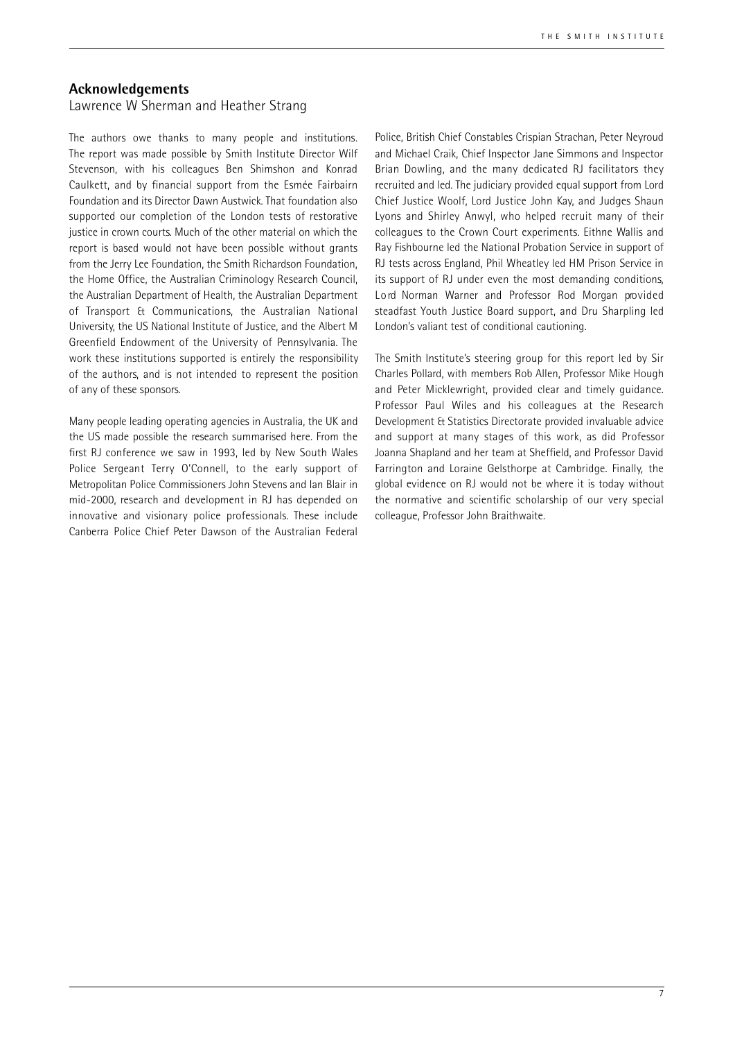## Acknowledgements

Lawrence W Sherman and Heather Strang

The authors owe thanks to many people and institutions. The report was made possible by Smith Institute Director Wilf Stevenson, with his colleagues Ben Shimshon and Konrad Caulkett, and by financial support from the Esmée Fairbairn Foundation and its Director Dawn Austwick. That foundation also supported our completion of the London tests of restorative justice in crown courts. Much of the other material on which the report is based would not have been possible without grants from the Jerry Lee Foundation, the Smith Richardson Foundation, the Home Office, the Australian Criminology Research Council, the Australian Department of Health, the Australian Department of Transport & Communications, the Australian National University, the US National Institute of Justice, and the Albert M Greenfield Endowment of the University of Pennsylvania. The work these institutions supported is entirely the responsibility of the authors, and is not intended to represent the position of any of these sponsors.

Many people leading operating agencies in Australia, the UK and the US made possible the research summarised here. From the first RJ conference we saw in 1993, led by New South Wales Police Sergeant Terry O'Connell, to the early support of Metropolitan Police Commissioners John Stevens and Ian Blair in mid-2000, research and development in RJ has depended on innovative and visionary police professionals. These include Canberra Police Chief Peter Dawson of the Australian Federal Police, British Chief Constables Crispian Strachan, Peter Neyroud and Michael Craik, Chief Inspector Jane Simmons and Inspector Brian Dowling, and the many dedicated RJ facilitators they recruited and led. The judiciary provided equal support from Lord Chief Justice Woolf, Lord Justice John Kay, and Judges Shaun Lyons and Shirley Anwyl, who helped recruit many of their colleagues to the Crown Court experiments. Eithne Wallis and Ray Fishbourne led the National Probation Service in support of RJ tests across England, Phil Wheatley led HM Prison Service in its support of RJ under even the most demanding conditions, Lord Norman Warner and Professor Rod Morgan provided steadfast Youth Justice Board support, and Dru Sharpling led London's valiant test of conditional cautioning.

The Smith Institute's steering group for this report led by Sir Charles Pollard, with members Rob Allen, Professor Mike Hough and Peter Micklewright, provided clear and timely guidance. Professor Paul Wiles and his colleagues at the Research Development & Statistics Directorate provided invaluable advice and support at many stages of this work, as did Professor Joanna Shapland and her team at Sheffield, and Professor David Farrington and Loraine Gelsthorpe at Cambridge. Finally, the global evidence on RJ would not be where it is today without the normative and scientific scholarship of our very special colleague, Professor John Braithwaite.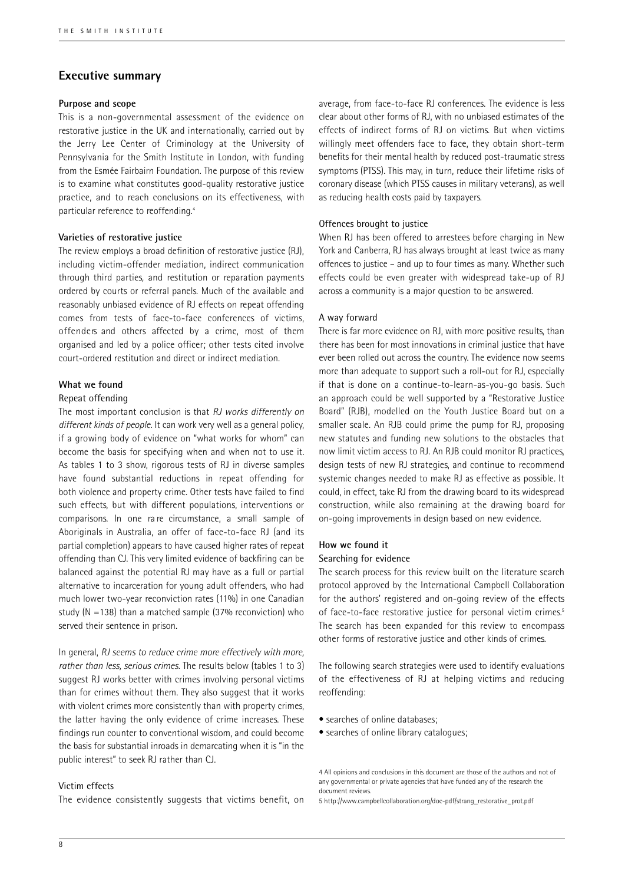## Executive summary

**Purpose and scope**

This is a non-governmental assessment of the evidence on restorative justice in the UK and internationally, carried out by the Jerry Lee Center of Criminology at the University of Pennsylvania for the Smith Institute in London, with funding from the Esmée Fairbairn Foundation. The purpose of this review is to examine what constitutes good-quality restorative justice practice, and to reach conclusions on its effectiveness, with particular reference to reoffending.[4]

**Varieties of restorative justice**

The review employs a broad definition of restorative justice (RJ), including victim-offender mediation, indirect communication through third parties, and restitution or reparation payments ordered by courts or referral panels. Much of the available and reasonably unbiased evidence of RJ effects on repeat offending comes from tests of face-to-face conferences of victims, offenders and others affected by a crime, most of them organised and led by a police officer; other tests cited involve court-ordered restitution and direct or indirect mediation.

**What we found**

Repeat offending

The most important conclusion is that *RJ works differently on different kinds of people*. It can work very well as a general policy, if a growing body of evidence on "what works for whom" can become the basis for specifying when and when not to use it. As tables 1 to 3 show, rigorous tests of RJ in diverse samples have found substantial reductions in repeat offending for both violence and property crime. Other tests have failed to find such effects, but with different populations, interventions or comparisons. In one rare circumstance, a small sample of Aboriginals in Australia, an offer of face-to-face RJ (and its partial completion) appears to have caused higher rates of repeat offending than CJ. This very limited evidence of backfiring can be balanced against the potential RJ may have as a full or partial alternative to incarceration for young adult offenders, who had much lower two-year reconviction rates (11%) in one Canadian study (N =138) than a matched sample (37% reconviction) who served their sentence in prison.

In general, *RJ seems to reduce crime more effectively with more, rather than less, serious crimes*. The results below (tables 1 to 3) suggest RJ works better with crimes involving personal victims than for crimes without them. They also suggest that it works with violent crimes more consistently than with property crimes, the latter having the only evidence of crime increases. These findings run counter to conventional wisdom, and could become the basis for substantial inroads in demarcating when it is "in the public interest" to seek RJ rather than CJ.

Victim effects

The evidence consistently suggests that victims benefit, on average, from face-to-face RJ conferences. The evidence is less clear about other forms of RJ, with no unbiased estimates of the effects of indirect forms of RJ on victims. But when victims willingly meet offenders face to face, they obtain short-term benefits for their mental health by reduced post-traumatic stress symptoms (PTSS). This may, in turn, reduce their lifetime risks of coronary disease (which PTSS causes in military veterans), as well as reducing health costs paid by taxpayers.

Offences brought to justice

When RJ has been offered to arrestees before charging in New York and Canberra, RJ has always brought at least twice as many offences to justice – and up to four times as many. Whether such effects could be even greater with widespread take-up of RJ across a community is a major question to be answered.

A way forward

There is far more evidence on RJ, with more positive results, than there has been for most innovations in criminal justice that have ever been rolled out across the country. The evidence now seems more than adequate to support such a roll-out for RJ, especially if that is done on a continue-to-learn-as-you-go basis. Such an approach could be well supported by a "Restorative Justice Board" (RJB), modelled on the Youth Justice Board but on a smaller scale. An RJB could prime the pump for RJ, proposing new statutes and funding new solutions to the obstacles that now limit victim access to RJ. An RJB could monitor RJ practices, design tests of new RJ strategies, and continue to recommend systemic changes needed to make RJ as effective as possible. It could, in effect, take RJ from the drawing board to its widespread construction, while also remaining at the drawing board for on-going improvements in design based on new evidence.

**How we found it**

Searching for evidence

The search process for this review built on the literature search protocol approved by the International Campbell Collaboration for the authors' registered and on-going review of the effects of face-to-face restorative justice for personal victim crimes.[5] The search has been expanded for this review to encompass other forms of restorative justice and other kinds of crimes.

The following search strategies were used to identify evaluations of the effectiveness of RJ at helping victims and reducing reoffending:

- searches of online databases;
- searches of online library catalogues;

4 All opinions and conclusions in this document are those of the authors and not of any governmental or private agencies that have funded any of the research the document reviews.

5 http://www.campbellcollaboration.org/doc-pdf/strang_restorative_prot.pdf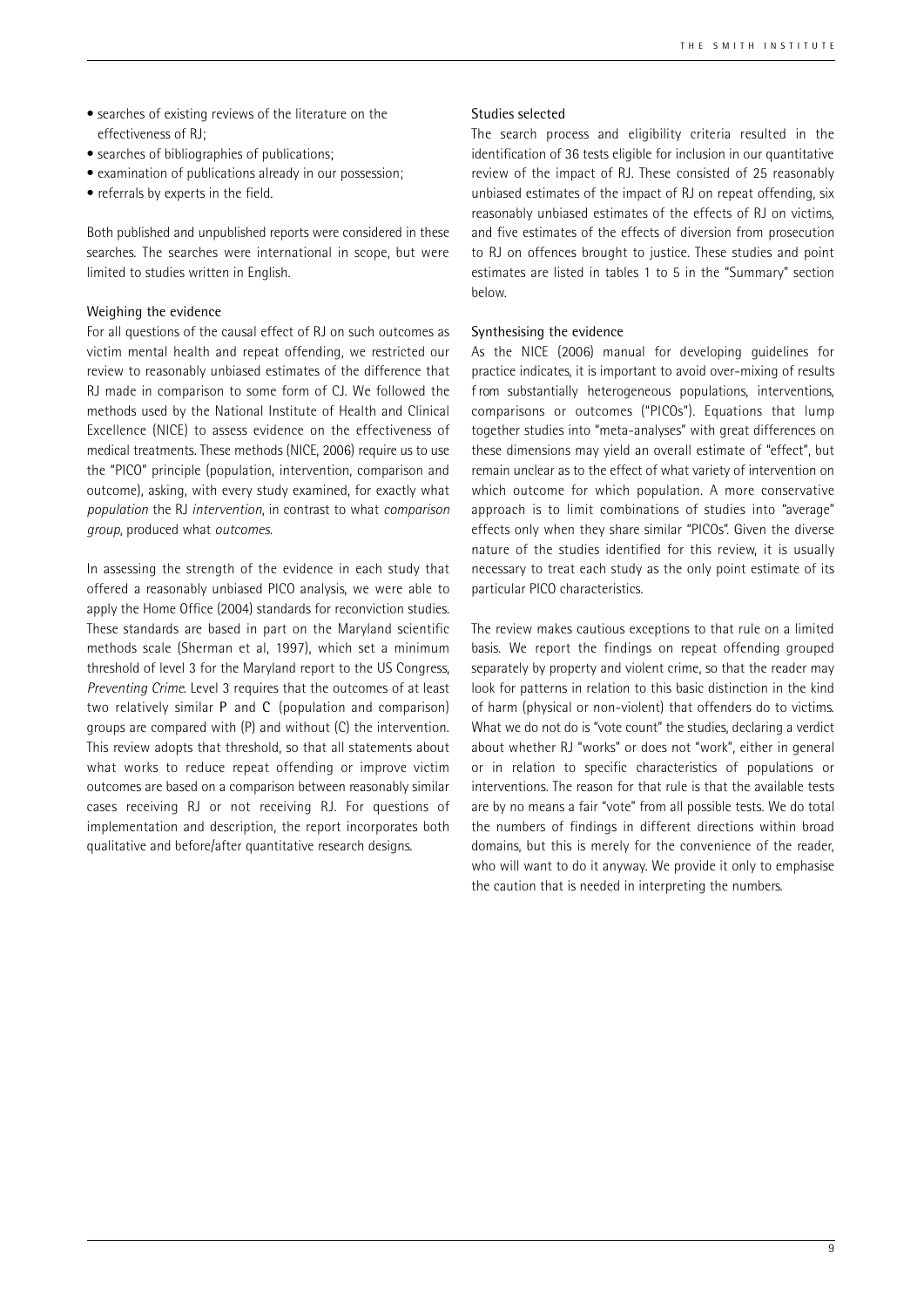- searches of existing reviews of the literature on the effectiveness of RJ;
- searches of bibliographies of publications;
- examination of publications already in our possession;
- referrals by experts in the field.

Both published and unpublished reports were considered in these searches. The searches were international in scope, but were limited to studies written in English.

### Weighing the evidence

For all questions of the causal effect of RJ on such outcomes as victim mental health and repeat offending, we restricted our review to reasonably unbiased estimates of the difference that RJ made in comparison to some form of CJ. We followed the methods used by the National Institute of Health and Clinical Excellence (NICE) to assess evidence on the effectiveness of medical treatments. These methods (NICE, 2006) require us to use the "PICO" principle (population, intervention, comparison and outcome), asking, with every study examined, for exactly what *population* the RJ *intervention*, in contrast to what *comparison group*, produced what *outcomes*.

In assessing the strength of the evidence in each study that offered a reasonably unbiased PICO analysis, we were able to apply the Home Office (2004) standards for reconviction studies. These standards are based in part on the Maryland scientific methods scale (Sherman et al, 1997), which set a minimum threshold of level 3 for the Maryland report to the US Congress, *Preventing Crime*. Level 3 requires that the outcomes of at least two relatively similar P and C (population and comparison) groups are compared with (P) and without (C) the intervention. This review adopts that threshold, so that all statements about what works to reduce repeat offending or improve victim outcomes are based on a comparison between reasonably similar cases receiving RJ or not receiving RJ. For questions of implementation and description, the report incorporates both qualitative and before/after quantitative research designs.

### Studies selected

The search process and eligibility criteria resulted in the identification of 36 tests eligible for inclusion in our quantitative review of the impact of RJ. These consisted of 25 reasonably unbiased estimates of the impact of RJ on repeat offending, six reasonably unbiased estimates of the effects of RJ on victims, and five estimates of the effects of diversion from prosecution to RJ on offences brought to justice. These studies and point estimates are listed in tables 1 to 5 in the "Summary" section below.

### Synthesising the evidence

As the NICE (2006) manual for developing guidelines for practice indicates, it is important to avoid over-mixing of results from substantially heterogeneous populations, interventions, comparisons or outcomes ("PICOs"). Equations that lump together studies into "meta-analyses" with great differences on these dimensions may yield an overall estimate of "effect", but remain unclear as to the effect of what variety of intervention on which outcome for which population. A more conservative approach is to limit combinations of studies into "average" effects only when they share similar "PICOs". Given the diverse nature of the studies identified for this review, it is usually necessary to treat each study as the only point estimate of its particular PICO characteristics.

The review makes cautious exceptions to that rule on a limited basis. We report the findings on repeat offending grouped separately by property and violent crime, so that the reader may look for patterns in relation to this basic distinction in the kind of harm (physical or non-violent) that offenders do to victims. What we do not do is "vote count" the studies, declaring a verdict about whether RJ "works" or does not "work", either in general or in relation to specific characteristics of populations or interventions. The reason for that rule is that the available tests are by no means a fair "vote" from all possible tests. We do total the numbers of findings in different directions within broad domains, but this is merely for the convenience of the reader, who will want to do it anyway. We provide it only to emphasise the caution that is needed in interpreting the numbers.